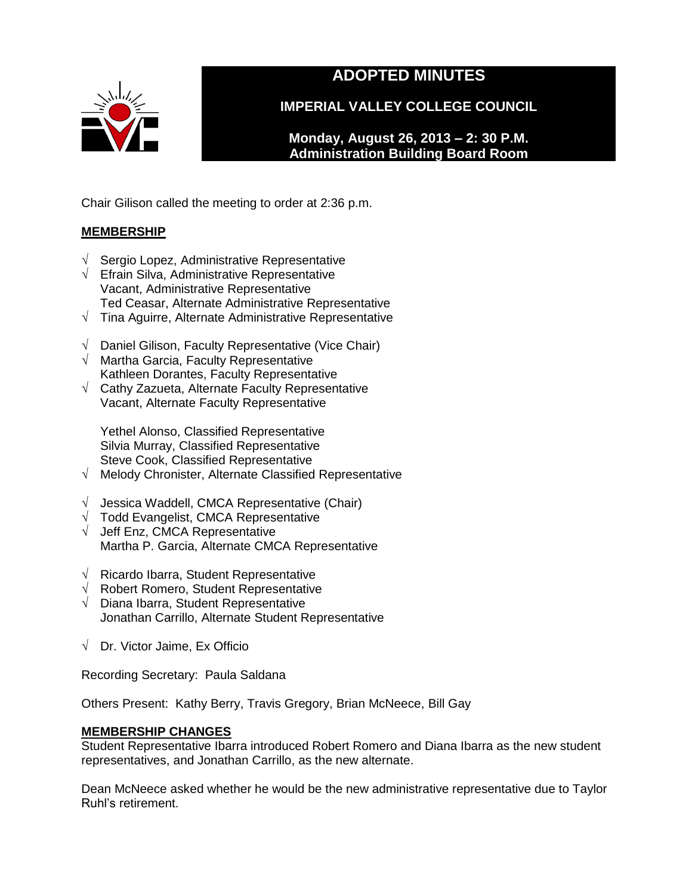# ADOPTED MINUTES

## IMPERIAL VALLEY COLLEGE COUNCIL

**Monday, August 26, 2013 – 2: 30 P.M.**
**Administration Building Board Room**

Chair Gilison called the meeting to order at 2:36 p.m.

**MEMBERSHIP**

√ Sergio Lopez, Administrative Representative
√ Efrain Silva, Administrative Representative
Vacant, Administrative Representative
Ted Ceasar, Alternate Administrative Representative
√ Tina Aguirre, Alternate Administrative Representative

√ Daniel Gilison, Faculty Representative (Vice Chair)
√ Martha Garcia, Faculty Representative
Kathleen Dorantes, Faculty Representative
√ Cathy Zazueta, Alternate Faculty Representative
Vacant, Alternate Faculty Representative

Yethel Alonso, Classified Representative
Silvia Murray, Classified Representative
Steve Cook, Classified Representative
√ Melody Chronister, Alternate Classified Representative

√ Jessica Waddell, CMCA Representative (Chair)
√ Todd Evangelist, CMCA Representative
√ Jeff Enz, CMCA Representative
Martha P. Garcia, Alternate CMCA Representative

√ Ricardo Ibarra, Student Representative
√ Robert Romero, Student Representative
√ Diana Ibarra, Student Representative
Jonathan Carrillo, Alternate Student Representative

√ Dr. Victor Jaime, Ex Officio

Recording Secretary: Paula Saldana

Others Present: Kathy Berry, Travis Gregory, Brian McNeece, Bill Gay

**MEMBERSHIP CHANGES**

Student Representative Ibarra introduced Robert Romero and Diana Ibarra as the new student representatives, and Jonathan Carrillo, as the new alternate.

Dean McNeece asked whether he would be the new administrative representative due to Taylor Ruhl's retirement.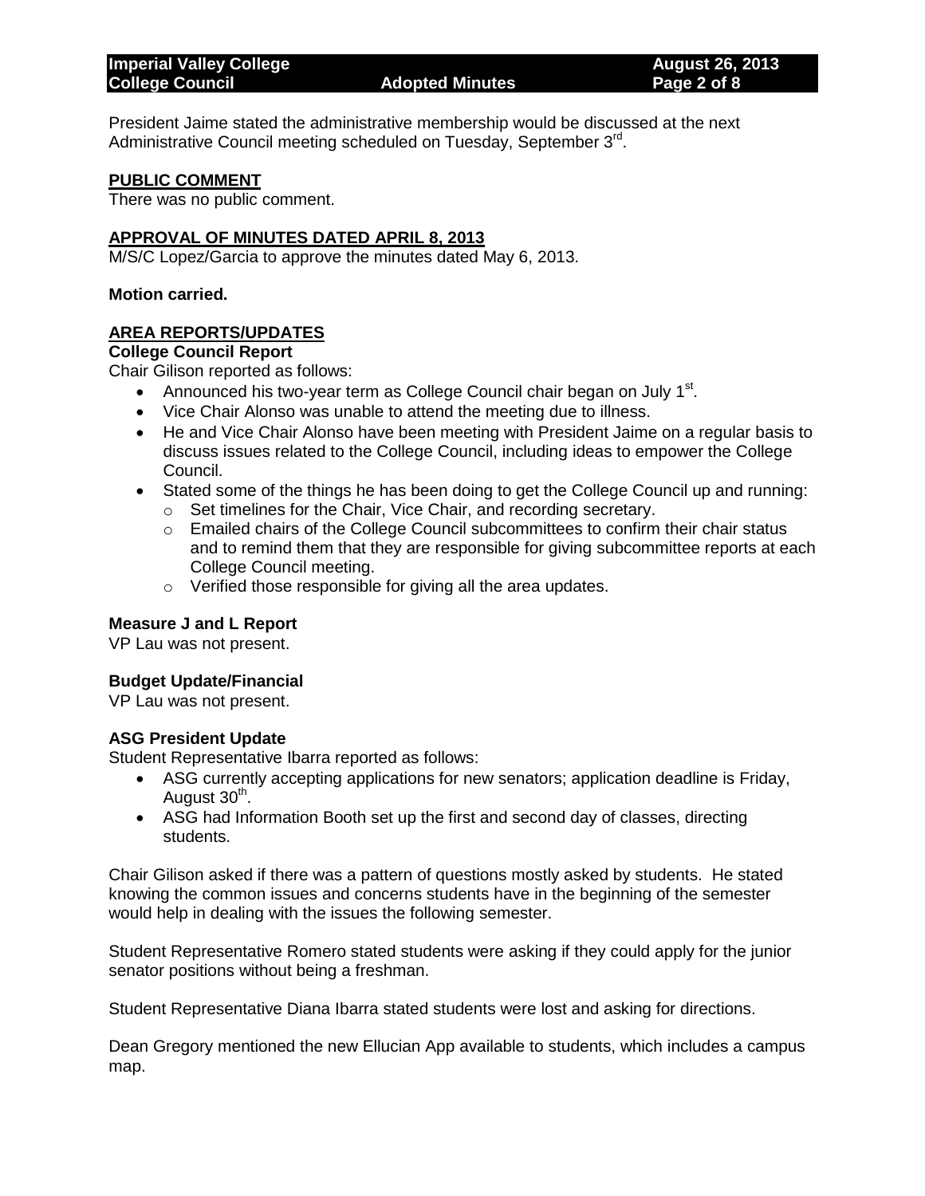President Jaime stated the administrative membership would be discussed at the next Administrative Council meeting scheduled on Tuesday, September 3rd.

## PUBLIC COMMENT

There was no public comment.

## APPROVAL OF MINUTES DATED APRIL 8, 2013

M/S/C Lopez/Garcia to approve the minutes dated May 6, 2013.

**Motion carried.**

## AREA REPORTS/UPDATES

### College Council Report

Chair Gilison reported as follows:

- Announced his two-year term as College Council chair began on July 1st.
- Vice Chair Alonso was unable to attend the meeting due to illness.
- He and Vice Chair Alonso have been meeting with President Jaime on a regular basis to discuss issues related to the College Council, including ideas to empower the College Council.
- Stated some of the things he has been doing to get the College Council up and running:
  - Set timelines for the Chair, Vice Chair, and recording secretary.
  - Emailed chairs of the College Council subcommittees to confirm their chair status and to remind them that they are responsible for giving subcommittee reports at each College Council meeting.
  - Verified those responsible for giving all the area updates.

### Measure J and L Report

VP Lau was not present.

### Budget Update/Financial

VP Lau was not present.

### ASG President Update

Student Representative Ibarra reported as follows:

- ASG currently accepting applications for new senators; application deadline is Friday, August 30th.
- ASG had Information Booth set up the first and second day of classes, directing students.

Chair Gilison asked if there was a pattern of questions mostly asked by students. He stated knowing the common issues and concerns students have in the beginning of the semester would help in dealing with the issues the following semester.

Student Representative Romero stated students were asking if they could apply for the junior senator positions without being a freshman.

Student Representative Diana Ibarra stated students were lost and asking for directions.

Dean Gregory mentioned the new Ellucian App available to students, which includes a campus map.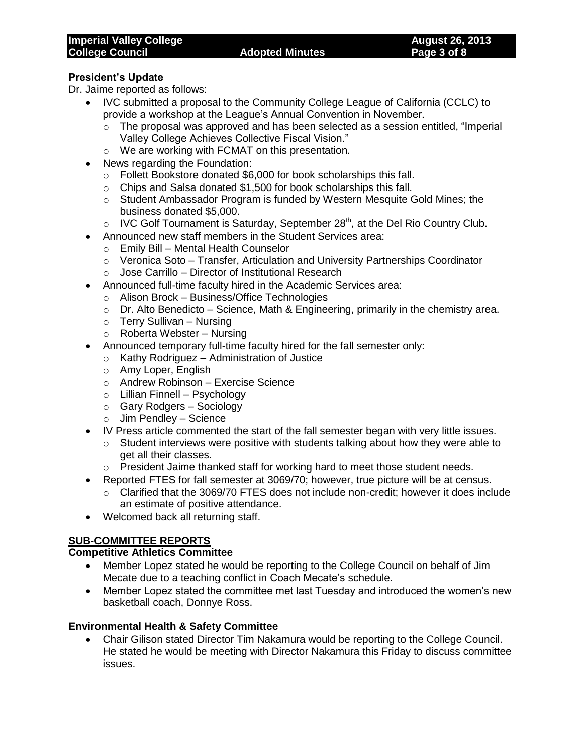**President's Update**

Dr. Jaime reported as follows:

- IVC submitted a proposal to the Community College League of California (CCLC) to provide a workshop at the League's Annual Convention in November.
  - The proposal was approved and has been selected as a session entitled, "Imperial Valley College Achieves Collective Fiscal Vision."
  - We are working with FCMAT on this presentation.
- News regarding the Foundation:
  - Follett Bookstore donated $6,000 for book scholarships this fall.
  - Chips and Salsa donated $1,500 for book scholarships this fall.
  - Student Ambassador Program is funded by Western Mesquite Gold Mines; the business donated $5,000.
  - IVC Golf Tournament is Saturday, September 28th, at the Del Rio Country Club.
- Announced new staff members in the Student Services area:
  - Emily Bill – Mental Health Counselor
  - Veronica Soto – Transfer, Articulation and University Partnerships Coordinator
  - Jose Carrillo – Director of Institutional Research
- Announced full-time faculty hired in the Academic Services area:
  - Alison Brock – Business/Office Technologies
  - Dr. Alto Benedicto – Science, Math & Engineering, primarily in the chemistry area.
  - Terry Sullivan – Nursing
  - Roberta Webster – Nursing
- Announced temporary full-time faculty hired for the fall semester only:
  - Kathy Rodriguez – Administration of Justice
  - Amy Loper, English
  - Andrew Robinson – Exercise Science
  - Lillian Finnell – Psychology
  - Gary Rodgers – Sociology
  - Jim Pendley – Science
- IV Press article commented the start of the fall semester began with very little issues.
  - Student interviews were positive with students talking about how they were able to get all their classes.
  - President Jaime thanked staff for working hard to meet those student needs.
- Reported FTES for fall semester at 3069/70; however, true picture will be at census.
  - Clarified that the 3069/70 FTES does not include non-credit; however it does include an estimate of positive attendance.
- Welcomed back all returning staff.

## SUB-COMMITTEE REPORTS

**Competitive Athletics Committee**

- Member Lopez stated he would be reporting to the College Council on behalf of Jim Mecate due to a teaching conflict in Coach Mecate's schedule.
- Member Lopez stated the committee met last Tuesday and introduced the women's new basketball coach, Donnye Ross.

**Environmental Health & Safety Committee**

- Chair Gilison stated Director Tim Nakamura would be reporting to the College Council. He stated he would be meeting with Director Nakamura this Friday to discuss committee issues.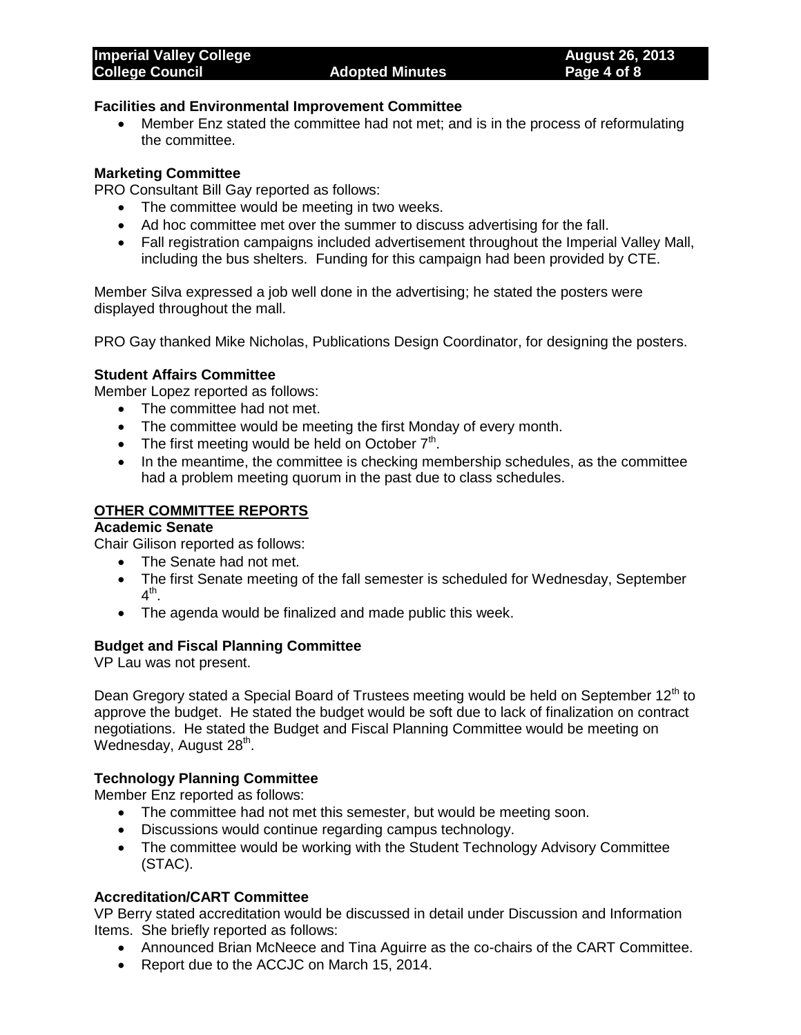**Facilities and Environmental Improvement Committee**

- Member Enz stated the committee had not met; and is in the process of reformulating the committee.

**Marketing Committee**

PRO Consultant Bill Gay reported as follows:

- The committee would be meeting in two weeks.
- Ad hoc committee met over the summer to discuss advertising for the fall.
- Fall registration campaigns included advertisement throughout the Imperial Valley Mall, including the bus shelters. Funding for this campaign had been provided by CTE.

Member Silva expressed a job well done in the advertising; he stated the posters were displayed throughout the mall.

PRO Gay thanked Mike Nicholas, Publications Design Coordinator, for designing the posters.

**Student Affairs Committee**

Member Lopez reported as follows:

- The committee had not met.
- The committee would be meeting the first Monday of every month.
- The first meeting would be held on October 7th.
- In the meantime, the committee is checking membership schedules, as the committee had a problem meeting quorum in the past due to class schedules.

**OTHER COMMITTEE REPORTS**

**Academic Senate**

Chair Gilison reported as follows:

- The Senate had not met.
- The first Senate meeting of the fall semester is scheduled for Wednesday, September 4th.
- The agenda would be finalized and made public this week.

**Budget and Fiscal Planning Committee**

VP Lau was not present.

Dean Gregory stated a Special Board of Trustees meeting would be held on September 12th to approve the budget. He stated the budget would be soft due to lack of finalization on contract negotiations. He stated the Budget and Fiscal Planning Committee would be meeting on Wednesday, August 28th.

**Technology Planning Committee**

Member Enz reported as follows:

- The committee had not met this semester, but would be meeting soon.
- Discussions would continue regarding campus technology.
- The committee would be working with the Student Technology Advisory Committee (STAC).

**Accreditation/CART Committee**

VP Berry stated accreditation would be discussed in detail under Discussion and Information Items. She briefly reported as follows:

- Announced Brian McNeece and Tina Aguirre as the co-chairs of the CART Committee.
- Report due to the ACCJC on March 15, 2014.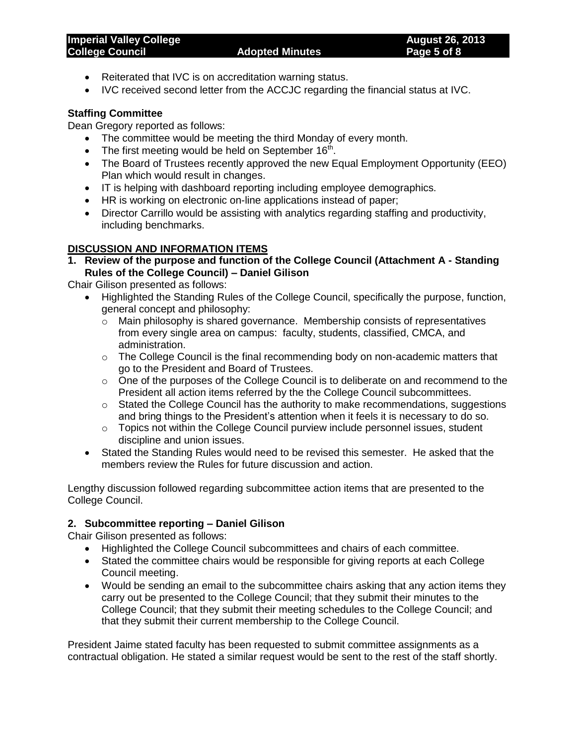- Reiterated that IVC is on accreditation warning status.
- IVC received second letter from the ACCJC regarding the financial status at IVC.

**Staffing Committee**

Dean Gregory reported as follows:

- The committee would be meeting the third Monday of every month.
- The first meeting would be held on September 16th.
- The Board of Trustees recently approved the new Equal Employment Opportunity (EEO) Plan which would result in changes.
- IT is helping with dashboard reporting including employee demographics.
- HR is working on electronic on-line applications instead of paper;
- Director Carrillo would be assisting with analytics regarding staffing and productivity, including benchmarks.

## DISCUSSION AND INFORMATION ITEMS

**1. Review of the purpose and function of the College Council (Attachment A - Standing Rules of the College Council) – Daniel Gilison**

Chair Gilison presented as follows:

- Highlighted the Standing Rules of the College Council, specifically the purpose, function, general concept and philosophy:
  - Main philosophy is shared governance. Membership consists of representatives from every single area on campus: faculty, students, classified, CMCA, and administration.
  - The College Council is the final recommending body on non-academic matters that go to the President and Board of Trustees.
  - One of the purposes of the College Council is to deliberate on and recommend to the President all action items referred by the the College Council subcommittees.
  - Stated the College Council has the authority to make recommendations, suggestions and bring things to the President's attention when it feels it is necessary to do so.
  - Topics not within the College Council purview include personnel issues, student discipline and union issues.
- Stated the Standing Rules would need to be revised this semester. He asked that the members review the Rules for future discussion and action.

Lengthy discussion followed regarding subcommittee action items that are presented to the College Council.

**2. Subcommittee reporting – Daniel Gilison**

Chair Gilison presented as follows:

- Highlighted the College Council subcommittees and chairs of each committee.
- Stated the committee chairs would be responsible for giving reports at each College Council meeting.
- Would be sending an email to the subcommittee chairs asking that any action items they carry out be presented to the College Council; that they submit their minutes to the College Council; that they submit their meeting schedules to the College Council; and that they submit their current membership to the College Council.

President Jaime stated faculty has been requested to submit committee assignments as a contractual obligation. He stated a similar request would be sent to the rest of the staff shortly.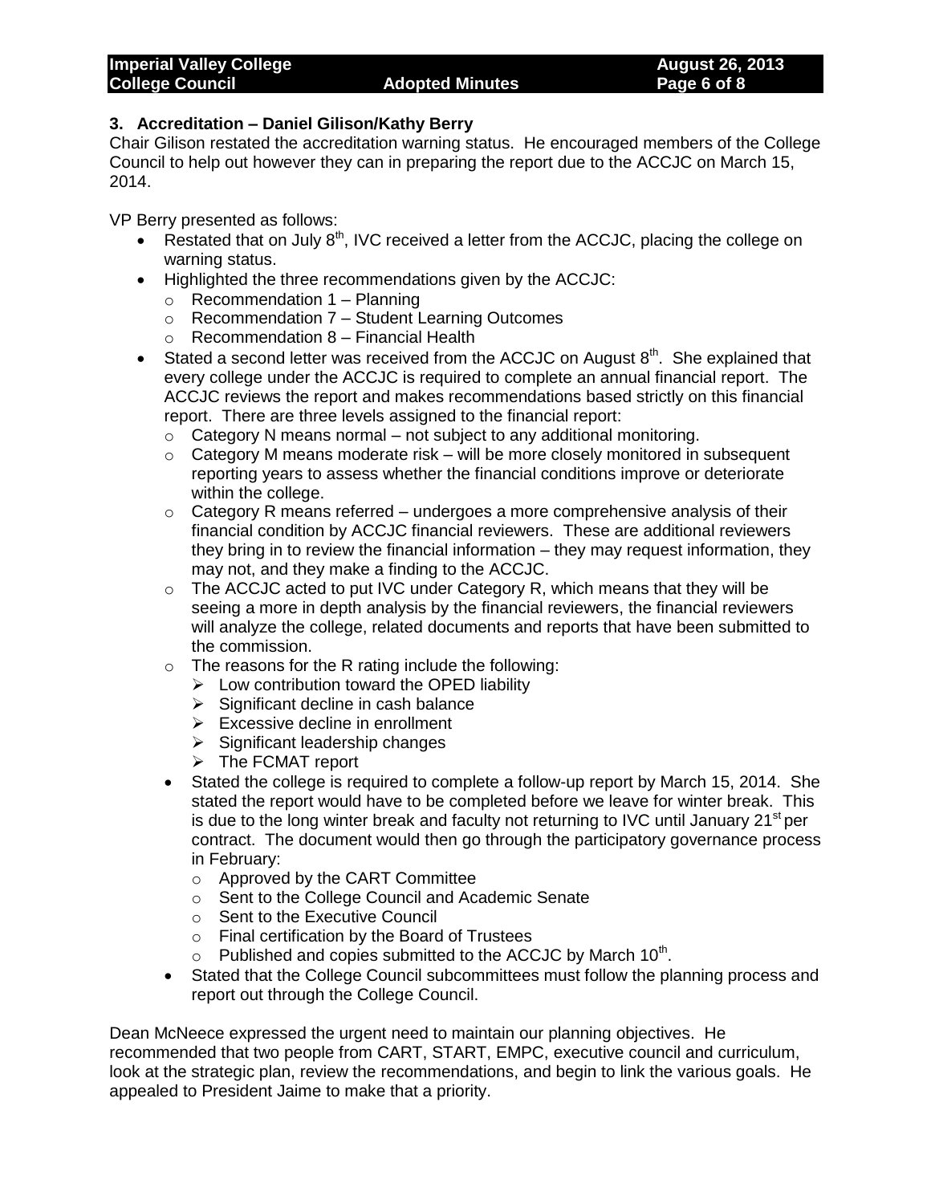### 3. Accreditation – Daniel Gilison/Kathy Berry

Chair Gilison restated the accreditation warning status. He encouraged members of the College Council to help out however they can in preparing the report due to the ACCJC on March 15, 2014.

VP Berry presented as follows:

- Restated that on July 8th, IVC received a letter from the ACCJC, placing the college on warning status.
- Highlighted the three recommendations given by the ACCJC:
  - Recommendation 1 – Planning
  - Recommendation 7 – Student Learning Outcomes
  - Recommendation 8 – Financial Health
- Stated a second letter was received from the ACCJC on August 8th. She explained that every college under the ACCJC is required to complete an annual financial report. The ACCJC reviews the report and makes recommendations based strictly on this financial report. There are three levels assigned to the financial report:
  - Category N means normal – not subject to any additional monitoring.
  - Category M means moderate risk – will be more closely monitored in subsequent reporting years to assess whether the financial conditions improve or deteriorate within the college.
  - Category R means referred – undergoes a more comprehensive analysis of their financial condition by ACCJC financial reviewers. These are additional reviewers they bring in to review the financial information – they may request information, they may not, and they make a finding to the ACCJC.
  - The ACCJC acted to put IVC under Category R, which means that they will be seeing a more in depth analysis by the financial reviewers, the financial reviewers will analyze the college, related documents and reports that have been submitted to the commission.
  - The reasons for the R rating include the following:
    - Low contribution toward the OPED liability
    - Significant decline in cash balance
    - Excessive decline in enrollment
    - Significant leadership changes
    - The FCMAT report
  - Stated the college is required to complete a follow-up report by March 15, 2014. She stated the report would have to be completed before we leave for winter break. This is due to the long winter break and faculty not returning to IVC until January 21st per contract. The document would then go through the participatory governance process in February:
    - Approved by the CART Committee
    - Sent to the College Council and Academic Senate
    - Sent to the Executive Council
    - Final certification by the Board of Trustees
    - Published and copies submitted to the ACCJC by March 10th.
  - Stated that the College Council subcommittees must follow the planning process and report out through the College Council.

Dean McNeece expressed the urgent need to maintain our planning objectives. He recommended that two people from CART, START, EMPC, executive council and curriculum, look at the strategic plan, review the recommendations, and begin to link the various goals. He appealed to President Jaime to make that a priority.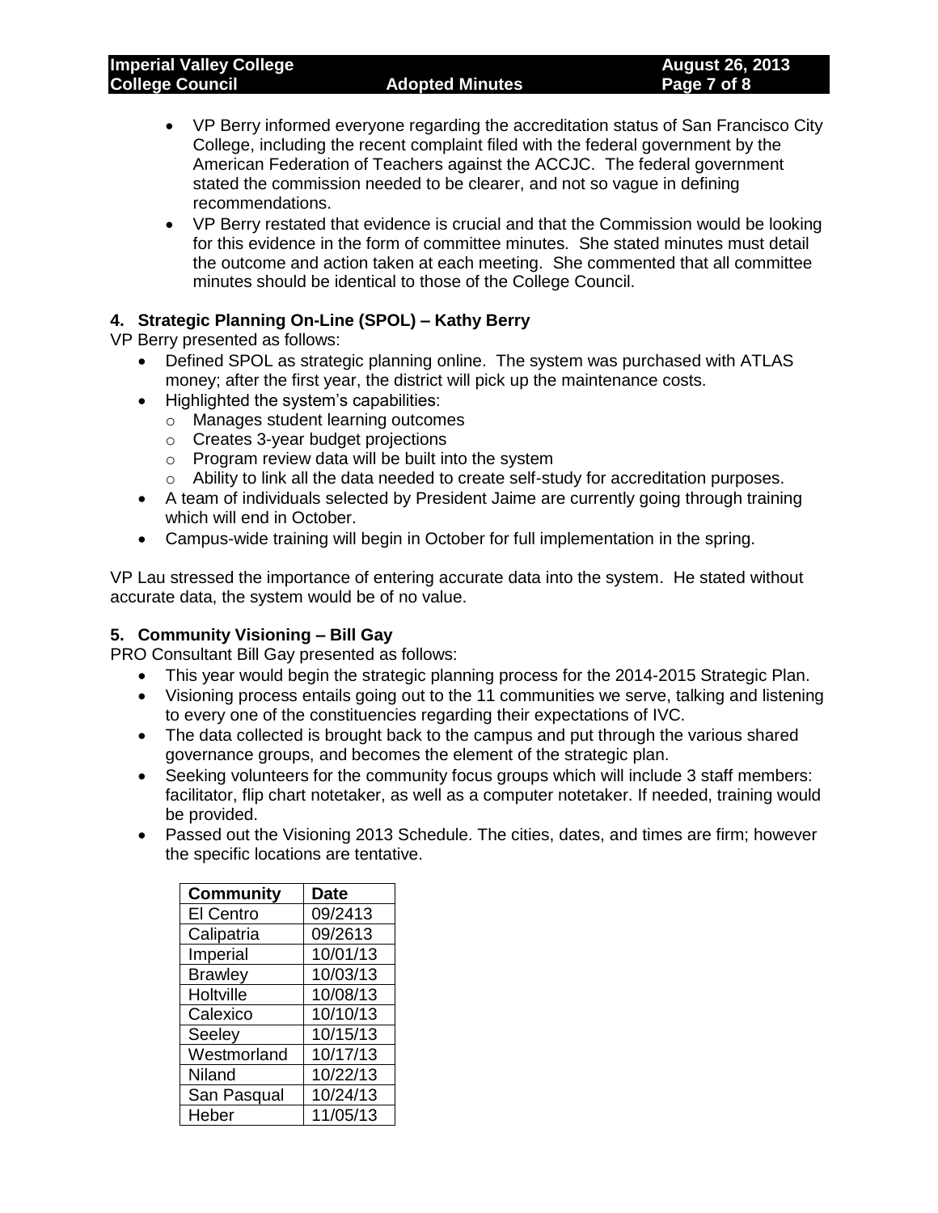- VP Berry informed everyone regarding the accreditation status of San Francisco City College, including the recent complaint filed with the federal government by the American Federation of Teachers against the ACCJC. The federal government stated the commission needed to be clearer, and not so vague in defining recommendations.
- VP Berry restated that evidence is crucial and that the Commission would be looking for this evidence in the form of committee minutes. She stated minutes must detail the outcome and action taken at each meeting. She commented that all committee minutes should be identical to those of the College Council.

**4. Strategic Planning On-Line (SPOL) – Kathy Berry**

VP Berry presented as follows:

- Defined SPOL as strategic planning online. The system was purchased with ATLAS money; after the first year, the district will pick up the maintenance costs.
- Highlighted the system's capabilities:
  - Manages student learning outcomes
  - Creates 3-year budget projections
  - Program review data will be built into the system
  - Ability to link all the data needed to create self-study for accreditation purposes.
- A team of individuals selected by President Jaime are currently going through training which will end in October.
- Campus-wide training will begin in October for full implementation in the spring.

VP Lau stressed the importance of entering accurate data into the system. He stated without accurate data, the system would be of no value.

**5. Community Visioning – Bill Gay**

PRO Consultant Bill Gay presented as follows:

- This year would begin the strategic planning process for the 2014-2015 Strategic Plan.
- Visioning process entails going out to the 11 communities we serve, talking and listening to every one of the constituencies regarding their expectations of IVC.
- The data collected is brought back to the campus and put through the various shared governance groups, and becomes the element of the strategic plan.
- Seeking volunteers for the community focus groups which will include 3 staff members: facilitator, flip chart notetaker, as well as a computer notetaker. If needed, training would be provided.
- Passed out the Visioning 2013 Schedule. The cities, dates, and times are firm; however the specific locations are tentative.

| Community | Date |
|---|---|
| El Centro | 09/2413 |
| Calipatria | 09/2613 |
| Imperial | 10/01/13 |
| Brawley | 10/03/13 |
| Holtville | 10/08/13 |
| Calexico | 10/10/13 |
| Seeley | 10/15/13 |
| Westmorland | 10/17/13 |
| Niland | 10/22/13 |
| San Pasqual | 10/24/13 |
| Heber | 11/05/13 |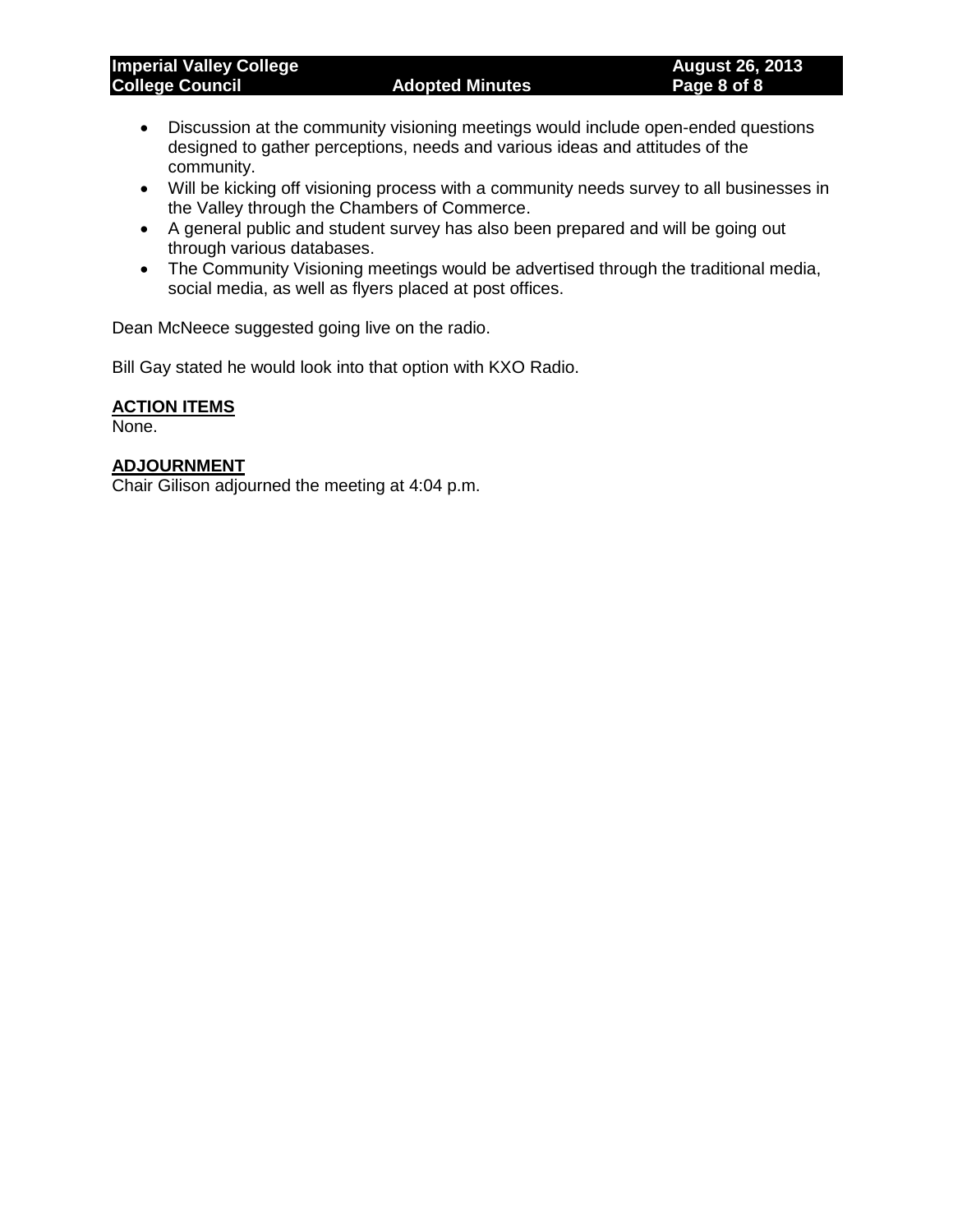- Discussion at the community visioning meetings would include open-ended questions designed to gather perceptions, needs and various ideas and attitudes of the community.
- Will be kicking off visioning process with a community needs survey to all businesses in the Valley through the Chambers of Commerce.
- A general public and student survey has also been prepared and will be going out through various databases.
- The Community Visioning meetings would be advertised through the traditional media, social media, as well as flyers placed at post offices.

Dean McNeece suggested going live on the radio.

Bill Gay stated he would look into that option with KXO Radio.

**ACTION ITEMS**

None.

**ADJOURNMENT**

Chair Gilison adjourned the meeting at 4:04 p.m.